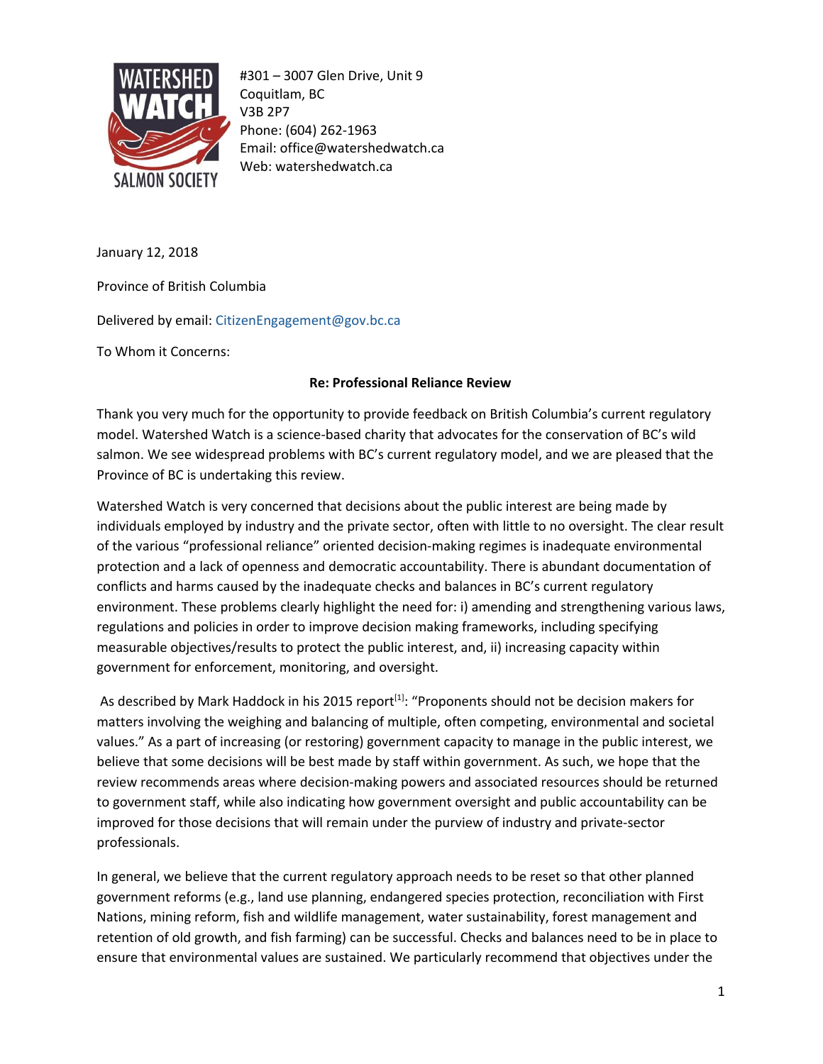#301 – 3007 Glen Drive, Unit 9
Coquitlam, BC
V3B 2P7
Phone: (604) 262-1963
Email: office@watershedwatch.ca
Web: watershedwatch.ca

January 12, 2018

Province of British Columbia

Delivered by email: CitizenEngagement@gov.bc.ca

To Whom it Concerns:

**Re: Professional Reliance Review**

Thank you very much for the opportunity to provide feedback on British Columbia's current regulatory model. Watershed Watch is a science-based charity that advocates for the conservation of BC's wild salmon. We see widespread problems with BC's current regulatory model, and we are pleased that the Province of BC is undertaking this review.

Watershed Watch is very concerned that decisions about the public interest are being made by individuals employed by industry and the private sector, often with little to no oversight. The clear result of the various "professional reliance" oriented decision-making regimes is inadequate environmental protection and a lack of openness and democratic accountability. There is abundant documentation of conflicts and harms caused by the inadequate checks and balances in BC's current regulatory environment. These problems clearly highlight the need for: i) amending and strengthening various laws, regulations and policies in order to improve decision making frameworks, including specifying measurable objectives/results to protect the public interest, and, ii) increasing capacity within government for enforcement, monitoring, and oversight.

As described by Mark Haddock in his 2015 report[1]: "Proponents should not be decision makers for matters involving the weighing and balancing of multiple, often competing, environmental and societal values." As a part of increasing (or restoring) government capacity to manage in the public interest, we believe that some decisions will be best made by staff within government. As such, we hope that the review recommends areas where decision-making powers and associated resources should be returned to government staff, while also indicating how government oversight and public accountability can be improved for those decisions that will remain under the purview of industry and private-sector professionals.

In general, we believe that the current regulatory approach needs to be reset so that other planned government reforms (e.g., land use planning, endangered species protection, reconciliation with First Nations, mining reform, fish and wildlife management, water sustainability, forest management and retention of old growth, and fish farming) can be successful. Checks and balances need to be in place to ensure that environmental values are sustained. We particularly recommend that objectives under the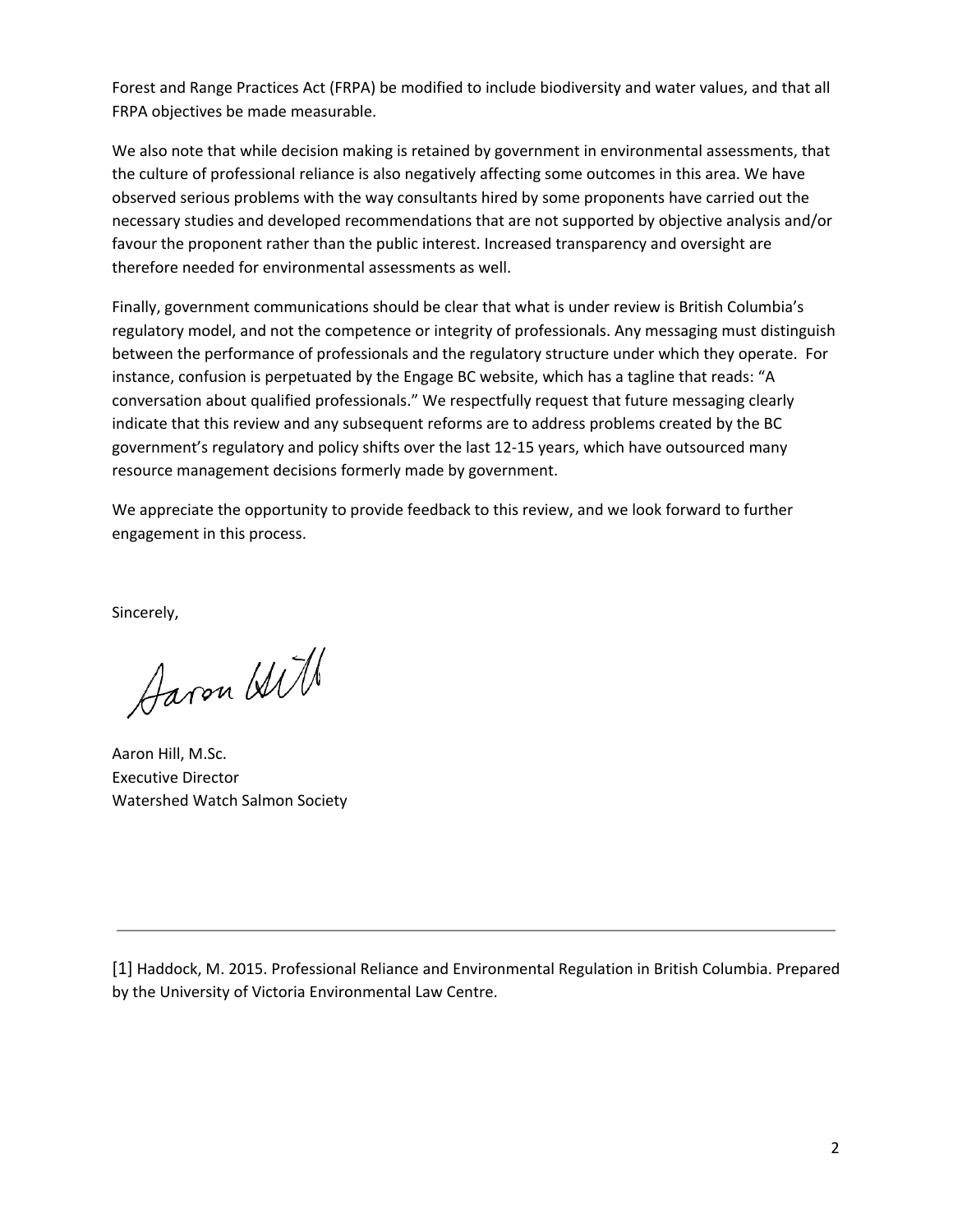Forest and Range Practices Act (FRPA) be modified to include biodiversity and water values, and that all FRPA objectives be made measurable.

We also note that while decision making is retained by government in environmental assessments, that the culture of professional reliance is also negatively affecting some outcomes in this area. We have observed serious problems with the way consultants hired by some proponents have carried out the necessary studies and developed recommendations that are not supported by objective analysis and/or favour the proponent rather than the public interest. Increased transparency and oversight are therefore needed for environmental assessments as well.

Finally, government communications should be clear that what is under review is British Columbia's regulatory model, and not the competence or integrity of professionals. Any messaging must distinguish between the performance of professionals and the regulatory structure under which they operate. For instance, confusion is perpetuated by the Engage BC website, which has a tagline that reads: "A conversation about qualified professionals." We respectfully request that future messaging clearly indicate that this review and any subsequent reforms are to address problems created by the BC government's regulatory and policy shifts over the last 12-15 years, which have outsourced many resource management decisions formerly made by government.

We appreciate the opportunity to provide feedback to this review, and we look forward to further engagement in this process.

Sincerely,

Aaron Hill, M.Sc.
Executive Director
Watershed Watch Salmon Society

---

[1] Haddock, M. 2015. Professional Reliance and Environmental Regulation in British Columbia. Prepared by the University of Victoria Environmental Law Centre.